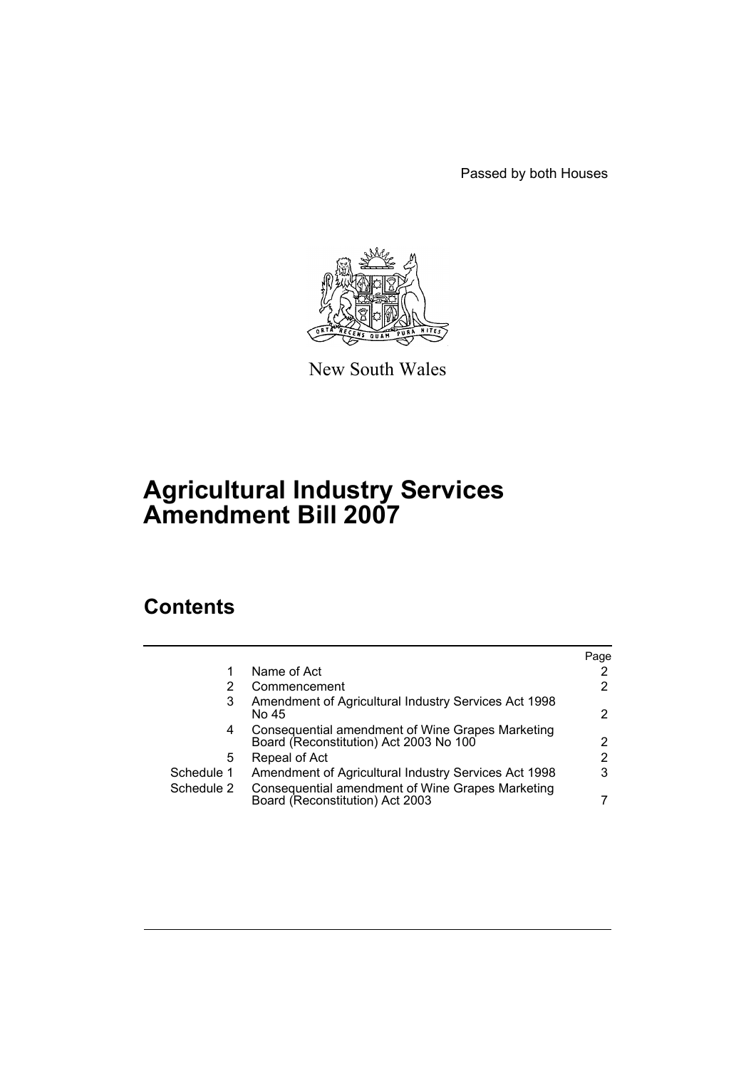Passed by both Houses

New South Wales

# Agricultural Industry Services Amendment Bill 2007

## Contents

| | | Page |
|---|---|---|
| 1 | Name of Act | 2 |
| 2 | Commencement | 2 |
| 3 | Amendment of Agricultural Industry Services Act 1998 No 45 | 2 |
| 4 | Consequential amendment of Wine Grapes Marketing Board (Reconstitution) Act 2003 No 100 | 2 |
| 5 | Repeal of Act | 2 |
| Schedule 1 | Amendment of Agricultural Industry Services Act 1998 | 3 |
| Schedule 2 | Consequential amendment of Wine Grapes Marketing Board (Reconstitution) Act 2003 | 7 |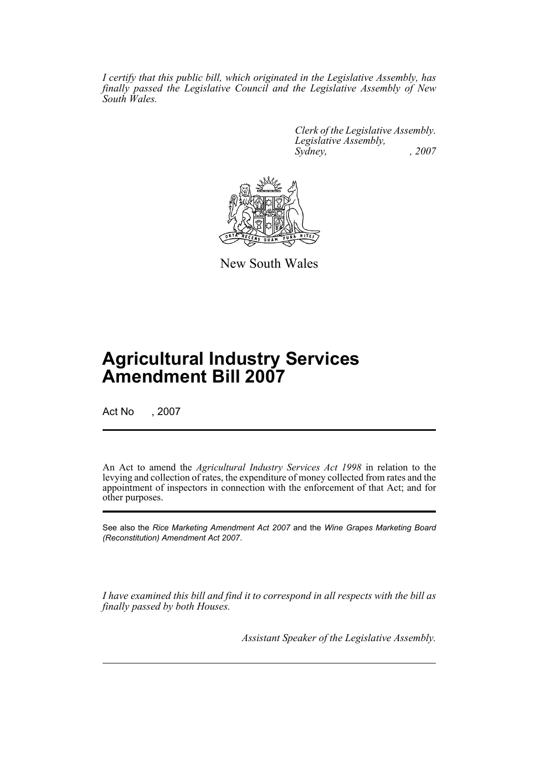*I certify that this public bill, which originated in the Legislative Assembly, has finally passed the Legislative Council and the Legislative Assembly of New South Wales.*

*Clerk of the Legislative Assembly.*
*Legislative Assembly,*
*Sydney, , 2007*

New South Wales

# Agricultural Industry Services Amendment Bill 2007

Act No , 2007

An Act to amend the *Agricultural Industry Services Act 1998* in relation to the levying and collection of rates, the expenditure of money collected from rates and the appointment of inspectors in connection with the enforcement of that Act; and for other purposes.

See also the *Rice Marketing Amendment Act 2007* and the *Wine Grapes Marketing Board (Reconstitution) Amendment Act 2007*.

*I have examined this bill and find it to correspond in all respects with the bill as finally passed by both Houses.*

*Assistant Speaker of the Legislative Assembly.*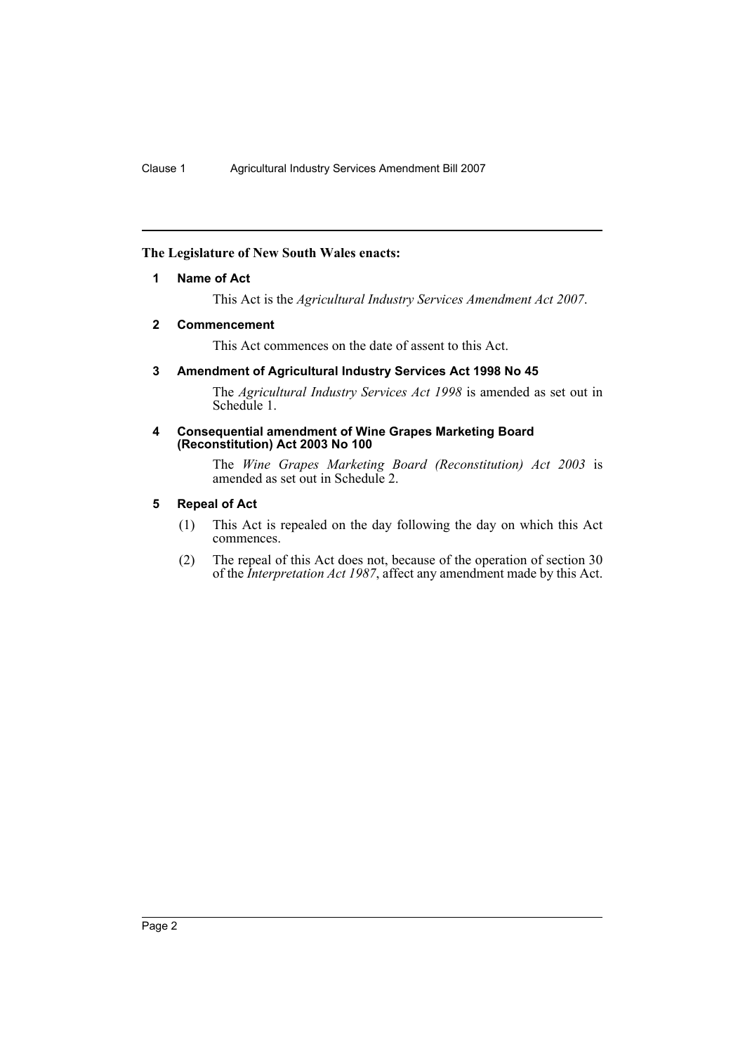**The Legislature of New South Wales enacts:**

**1 Name of Act**

This Act is the *Agricultural Industry Services Amendment Act 2007*.

**2 Commencement**

This Act commences on the date of assent to this Act.

**3 Amendment of Agricultural Industry Services Act 1998 No 45**

The *Agricultural Industry Services Act 1998* is amended as set out in Schedule 1.

**4 Consequential amendment of Wine Grapes Marketing Board (Reconstitution) Act 2003 No 100**

The *Wine Grapes Marketing Board (Reconstitution) Act 2003* is amended as set out in Schedule 2.

**5 Repeal of Act**

(1) This Act is repealed on the day following the day on which this Act commences.

(2) The repeal of this Act does not, because of the operation of section 30 of the *Interpretation Act 1987*, affect any amendment made by this Act.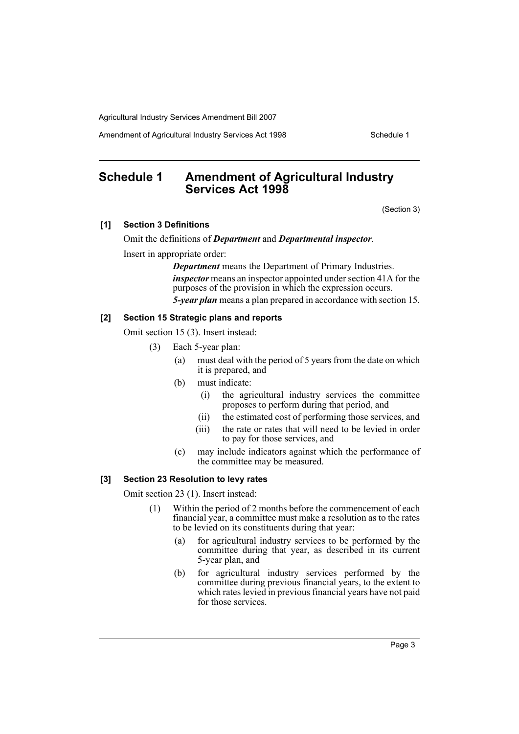## Schedule 1 Amendment of Agricultural Industry Services Act 1998

(Section 3)

**[1] Section 3 Definitions**

Omit the definitions of ***Department*** and ***Departmental inspector***.

Insert in appropriate order:

> ***Department*** means the Department of Primary Industries.
>
> ***inspector*** means an inspector appointed under section 41A for the purposes of the provision in which the expression occurs.
>
> ***5-year plan*** means a plan prepared in accordance with section 15.

**[2] Section 15 Strategic plans and reports**

Omit section 15 (3). Insert instead:

> (3) Each 5-year plan:
>
> (a) must deal with the period of 5 years from the date on which it is prepared, and
>
> (b) must indicate:
>
> (i) the agricultural industry services the committee proposes to perform during that period, and
>
> (ii) the estimated cost of performing those services, and
>
> (iii) the rate or rates that will need to be levied in order to pay for those services, and
>
> (c) may include indicators against which the performance of the committee may be measured.

**[3] Section 23 Resolution to levy rates**

Omit section 23 (1). Insert instead:

> (1) Within the period of 2 months before the commencement of each financial year, a committee must make a resolution as to the rates to be levied on its constituents during that year:
>
> (a) for agricultural industry services to be performed by the committee during that year, as described in its current 5-year plan, and
>
> (b) for agricultural industry services performed by the committee during previous financial years, to the extent to which rates levied in previous financial years have not paid for those services.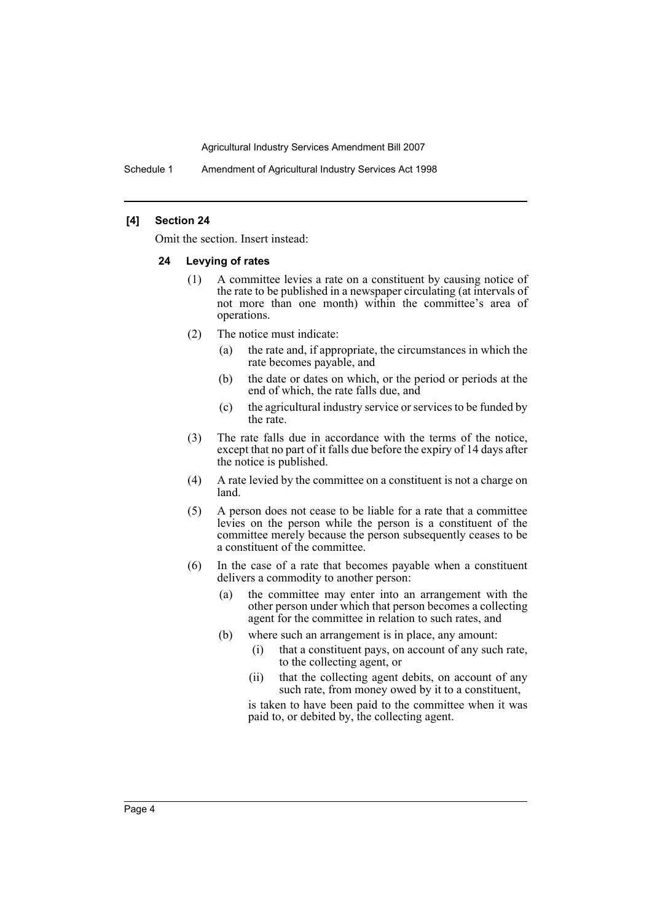### [4] Section 24

Omit the section. Insert instead:

#### 24 Levying of rates

(1) A committee levies a rate on a constituent by causing notice of the rate to be published in a newspaper circulating (at intervals of not more than one month) within the committee's area of operations.

(2) The notice must indicate:

- (a) the rate and, if appropriate, the circumstances in which the rate becomes payable, and
- (b) the date or dates on which, or the period or periods at the end of which, the rate falls due, and
- (c) the agricultural industry service or services to be funded by the rate.

(3) The rate falls due in accordance with the terms of the notice, except that no part of it falls due before the expiry of 14 days after the notice is published.

(4) A rate levied by the committee on a constituent is not a charge on land.

(5) A person does not cease to be liable for a rate that a committee levies on the person while the person is a constituent of the committee merely because the person subsequently ceases to be a constituent of the committee.

(6) In the case of a rate that becomes payable when a constituent delivers a commodity to another person:

- (a) the committee may enter into an arrangement with the other person under which that person becomes a collecting agent for the committee in relation to such rates, and
- (b) where such an arrangement is in place, any amount:
  - (i) that a constituent pays, on account of any such rate, to the collecting agent, or
  - (ii) that the collecting agent debits, on account of any such rate, from money owed by it to a constituent,

  is taken to have been paid to the committee when it was paid to, or debited by, the collecting agent.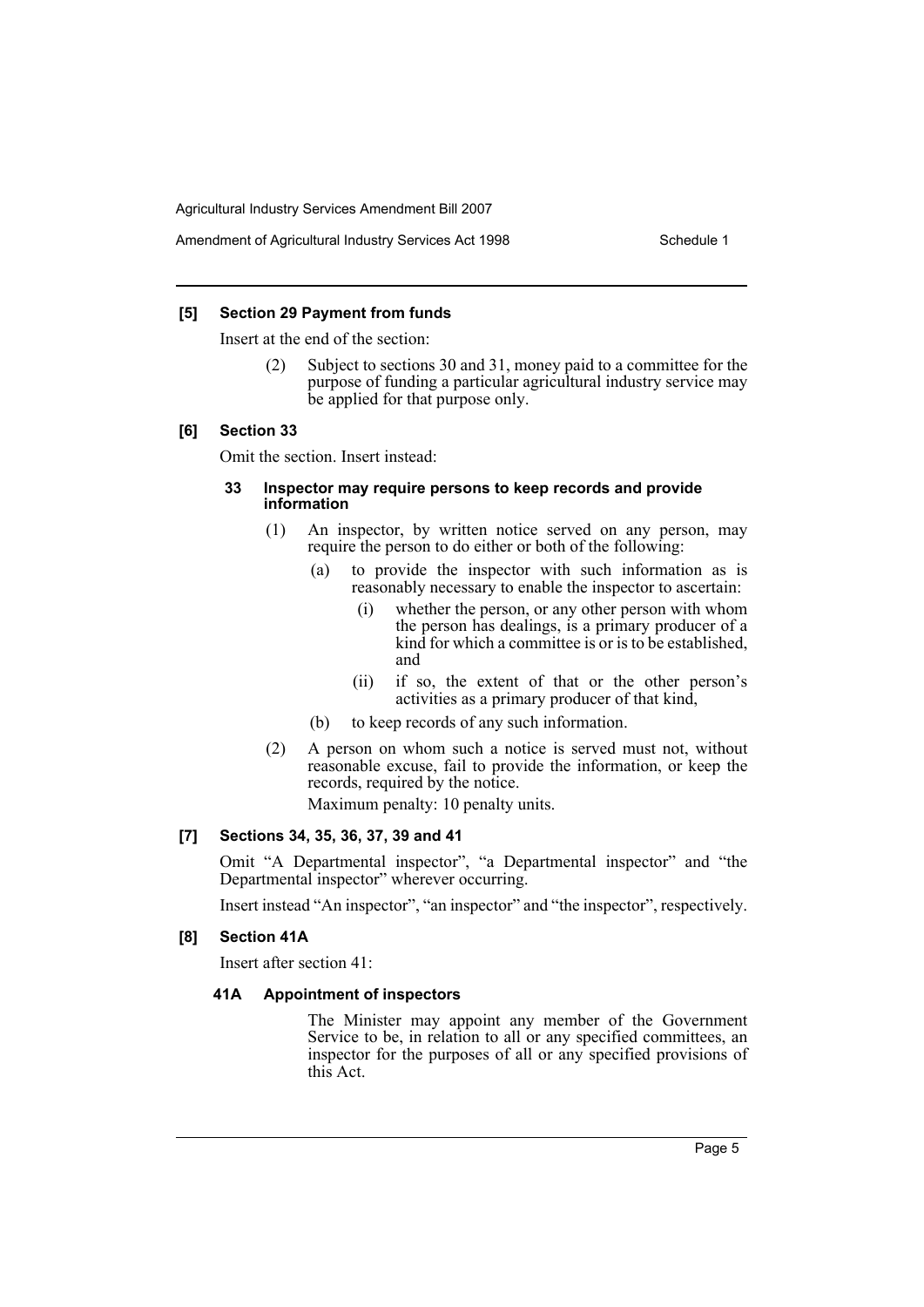**[5] Section 29 Payment from funds**

Insert at the end of the section:

> (2) Subject to sections 30 and 31, money paid to a committee for the purpose of funding a particular agricultural industry service may be applied for that purpose only.

**[6] Section 33**

Omit the section. Insert instead:

> **33 Inspector may require persons to keep records and provide information**
>
> (1) An inspector, by written notice served on any person, may require the person to do either or both of the following:
>
> (a) to provide the inspector with such information as is reasonably necessary to enable the inspector to ascertain:
>
> (i) whether the person, or any other person with whom the person has dealings, is a primary producer of a kind for which a committee is or is to be established, and
>
> (ii) if so, the extent of that or the other person's activities as a primary producer of that kind,
>
> (b) to keep records of any such information.
>
> (2) A person on whom such a notice is served must not, without reasonable excuse, fail to provide the information, or keep the records, required by the notice.
>
> Maximum penalty: 10 penalty units.

**[7] Sections 34, 35, 36, 37, 39 and 41**

Omit "A Departmental inspector", "a Departmental inspector" and "the Departmental inspector" wherever occurring.

Insert instead "An inspector", "an inspector" and "the inspector", respectively.

**[8] Section 41A**

Insert after section 41:

> **41A Appointment of inspectors**
>
> The Minister may appoint any member of the Government Service to be, in relation to all or any specified committees, an inspector for the purposes of all or any specified provisions of this Act.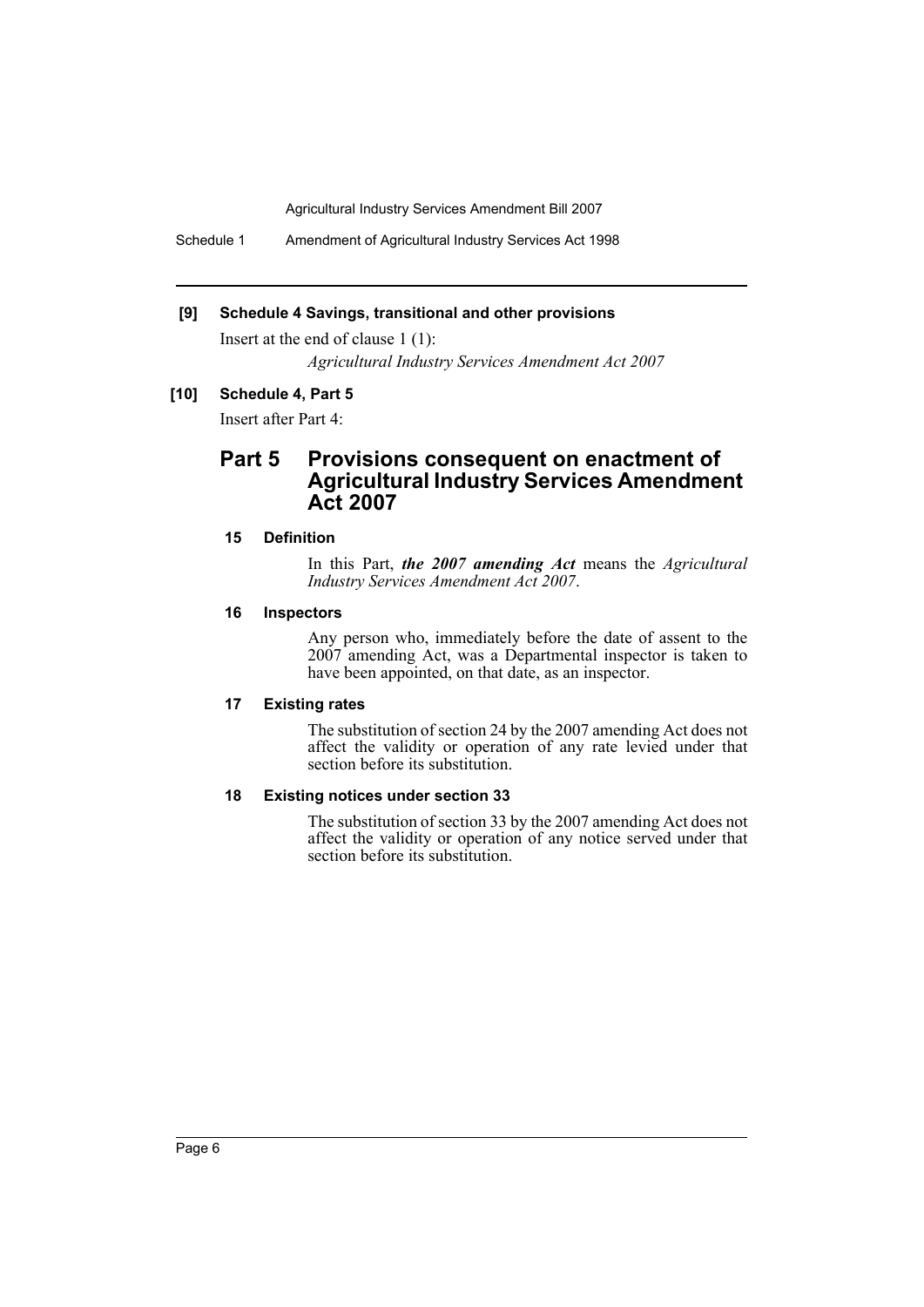**[9] Schedule 4 Savings, transitional and other provisions**

Insert at the end of clause 1 (1):

*Agricultural Industry Services Amendment Act 2007*

**[10] Schedule 4, Part 5**

Insert after Part 4:

## Part 5 Provisions consequent on enactment of Agricultural Industry Services Amendment Act 2007

**15 Definition**

In this Part, ***the 2007 amending Act*** means the *Agricultural Industry Services Amendment Act 2007*.

**16 Inspectors**

Any person who, immediately before the date of assent to the 2007 amending Act, was a Departmental inspector is taken to have been appointed, on that date, as an inspector.

**17 Existing rates**

The substitution of section 24 by the 2007 amending Act does not affect the validity or operation of any rate levied under that section before its substitution.

**18 Existing notices under section 33**

The substitution of section 33 by the 2007 amending Act does not affect the validity or operation of any notice served under that section before its substitution.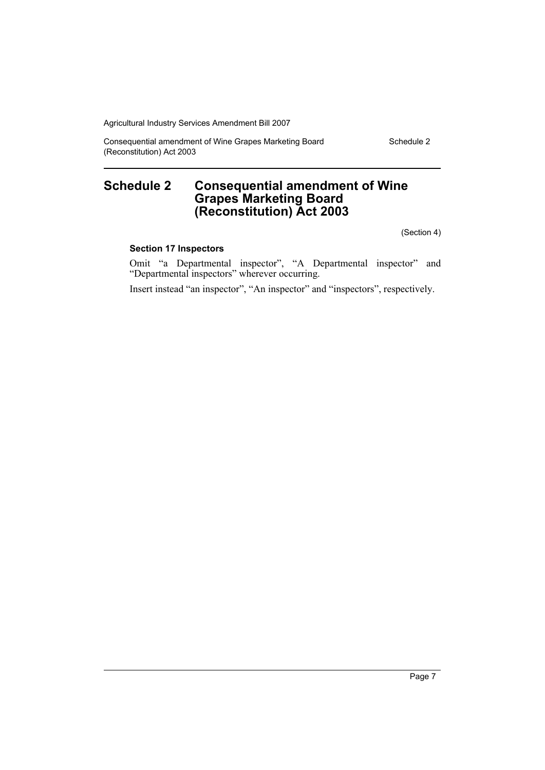# Schedule 2 Consequential amendment of Wine Grapes Marketing Board (Reconstitution) Act 2003

(Section 4)

**Section 17 Inspectors**

Omit "a Departmental inspector", "A Departmental inspector" and "Departmental inspectors" wherever occurring.

Insert instead "an inspector", "An inspector" and "inspectors", respectively.